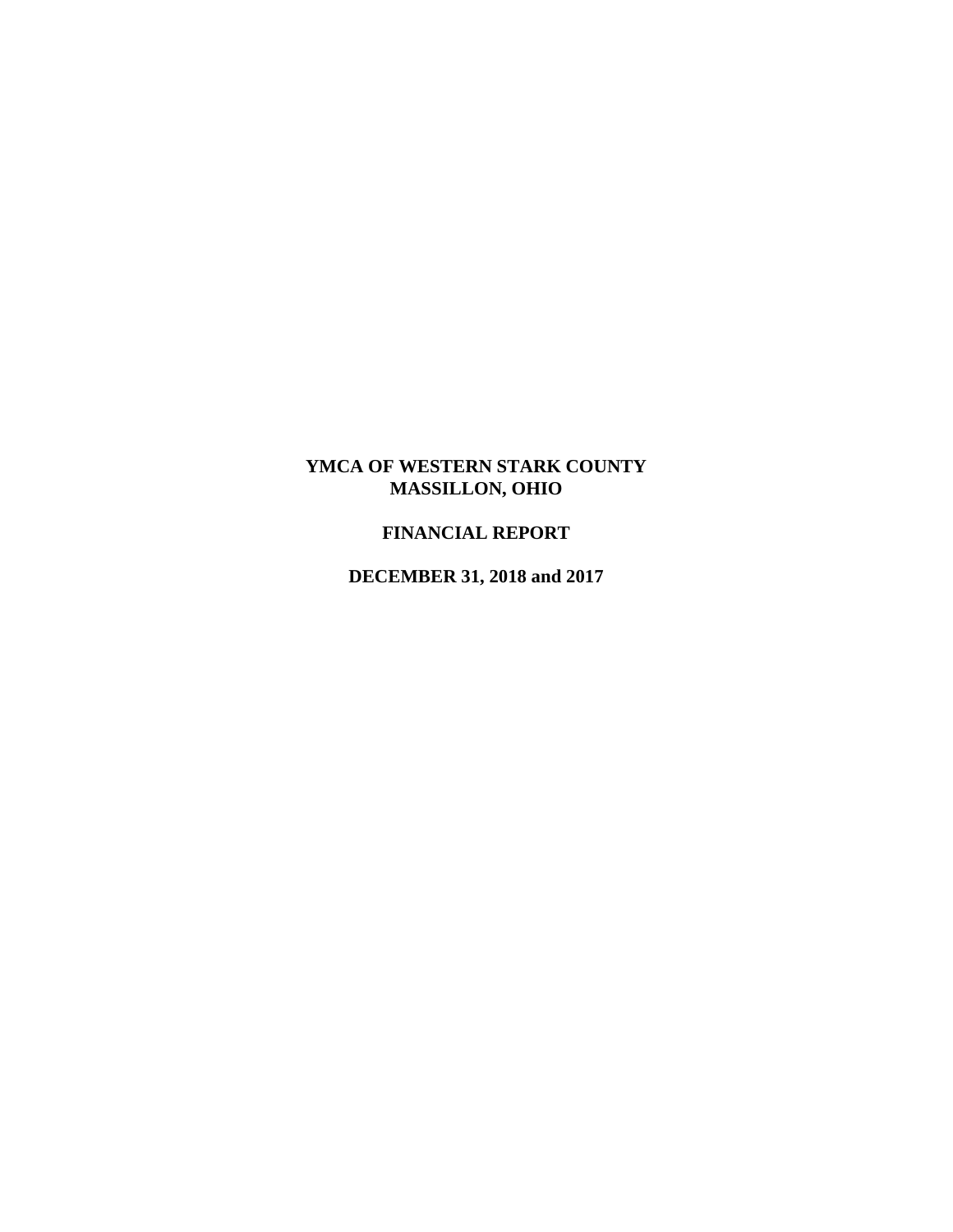# YMCA OF WESTERN STARK COUNTY
# MASSILLON, OHIO

## FINANCIAL REPORT

## DECEMBER 31, 2018 and 2017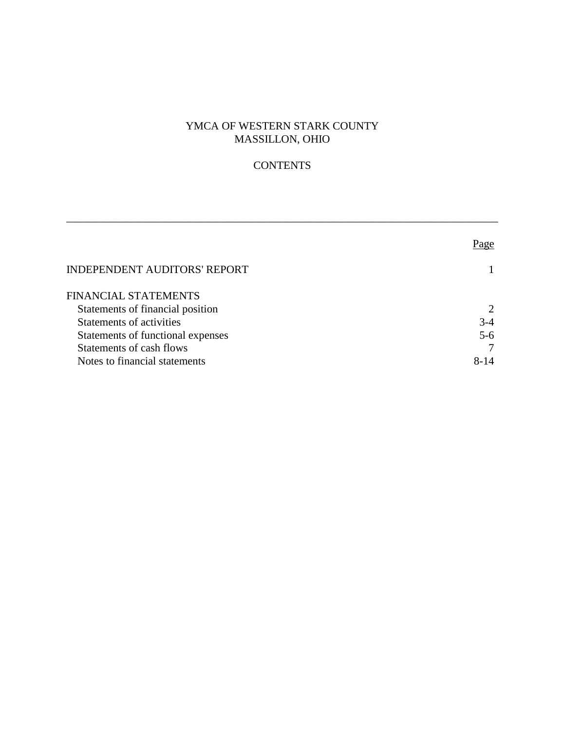# YMCA OF WESTERN STARK COUNTY
# MASSILLON, OHIO

## CONTENTS

| | Page |
|---|---|
| INDEPENDENT AUDITORS' REPORT | 1 |
| FINANCIAL STATEMENTS | |
| Statements of financial position | 2 |
| Statements of activities | 3-4 |
| Statements of functional expenses | 5-6 |
| Statements of cash flows | 7 |
| Notes to financial statements | 8-14 |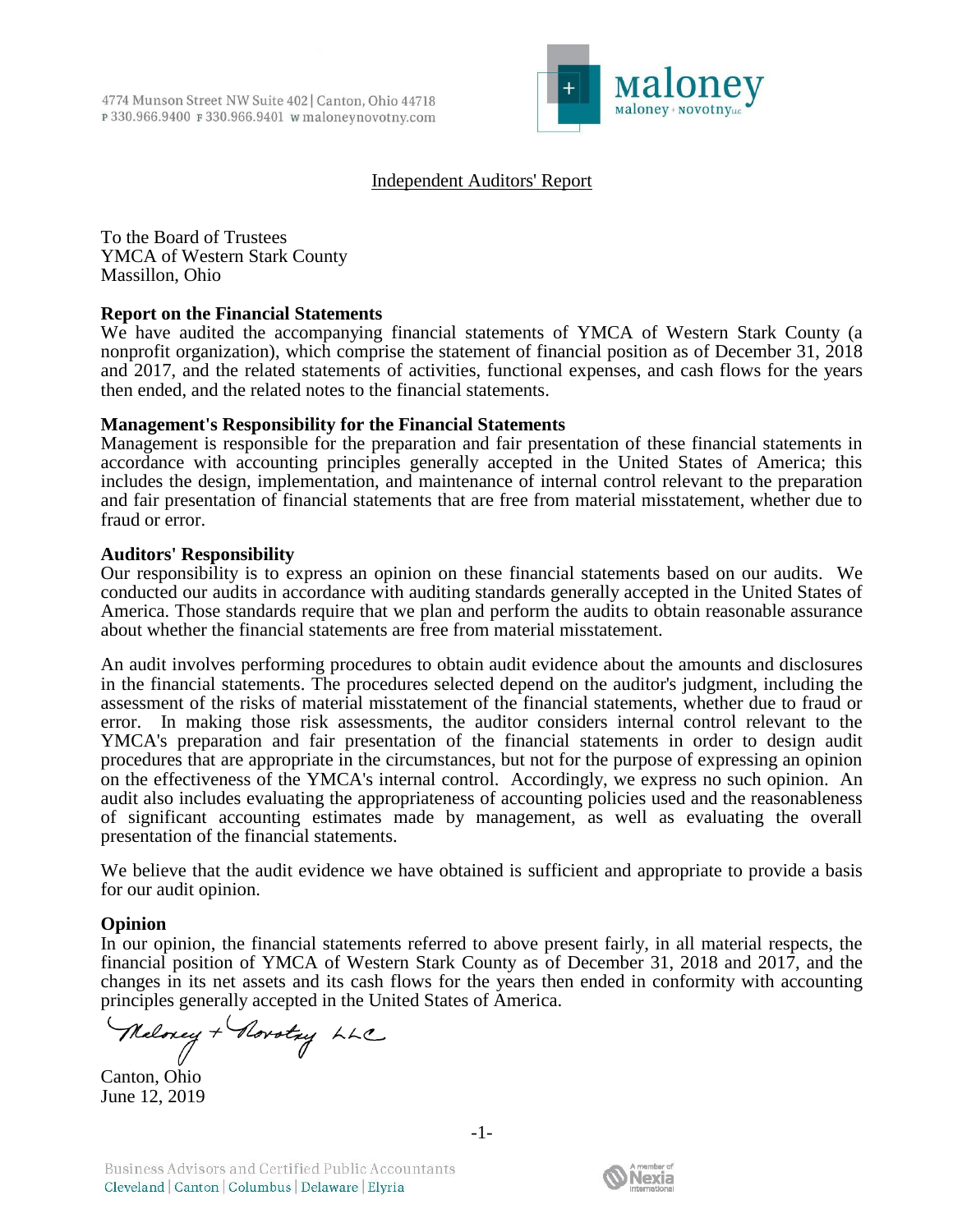4774 Munson Street NW Suite 402 | Canton, Ohio 44718
P 330.966.9400 F 330.966.9401 W maloneynovotny.com

Independent Auditors' Report

To the Board of Trustees
YMCA of Western Stark County
Massillon, Ohio

**Report on the Financial Statements**

We have audited the accompanying financial statements of YMCA of Western Stark County (a nonprofit organization), which comprise the statement of financial position as of December 31, 2018 and 2017, and the related statements of activities, functional expenses, and cash flows for the years then ended, and the related notes to the financial statements.

**Management's Responsibility for the Financial Statements**

Management is responsible for the preparation and fair presentation of these financial statements in accordance with accounting principles generally accepted in the United States of America; this includes the design, implementation, and maintenance of internal control relevant to the preparation and fair presentation of financial statements that are free from material misstatement, whether due to fraud or error.

**Auditors' Responsibility**

Our responsibility is to express an opinion on these financial statements based on our audits. We conducted our audits in accordance with auditing standards generally accepted in the United States of America. Those standards require that we plan and perform the audits to obtain reasonable assurance about whether the financial statements are free from material misstatement.

An audit involves performing procedures to obtain audit evidence about the amounts and disclosures in the financial statements. The procedures selected depend on the auditor's judgment, including the assessment of the risks of material misstatement of the financial statements, whether due to fraud or error. In making those risk assessments, the auditor considers internal control relevant to the YMCA's preparation and fair presentation of the financial statements in order to design audit procedures that are appropriate in the circumstances, but not for the purpose of expressing an opinion on the effectiveness of the YMCA's internal control. Accordingly, we express no such opinion. An audit also includes evaluating the appropriateness of accounting policies used and the reasonableness of significant accounting estimates made by management, as well as evaluating the overall presentation of the financial statements.

We believe that the audit evidence we have obtained is sufficient and appropriate to provide a basis for our audit opinion.

**Opinion**

In our opinion, the financial statements referred to above present fairly, in all material respects, the financial position of YMCA of Western Stark County as of December 31, 2018 and 2017, and the changes in its net assets and its cash flows for the years then ended in conformity with accounting principles generally accepted in the United States of America.

Maloney + Novotny LLC

Canton, Ohio
June 12, 2019

Business Advisors and Certified Public Accountants
Cleveland | Canton | Columbus | Delaware | Elyria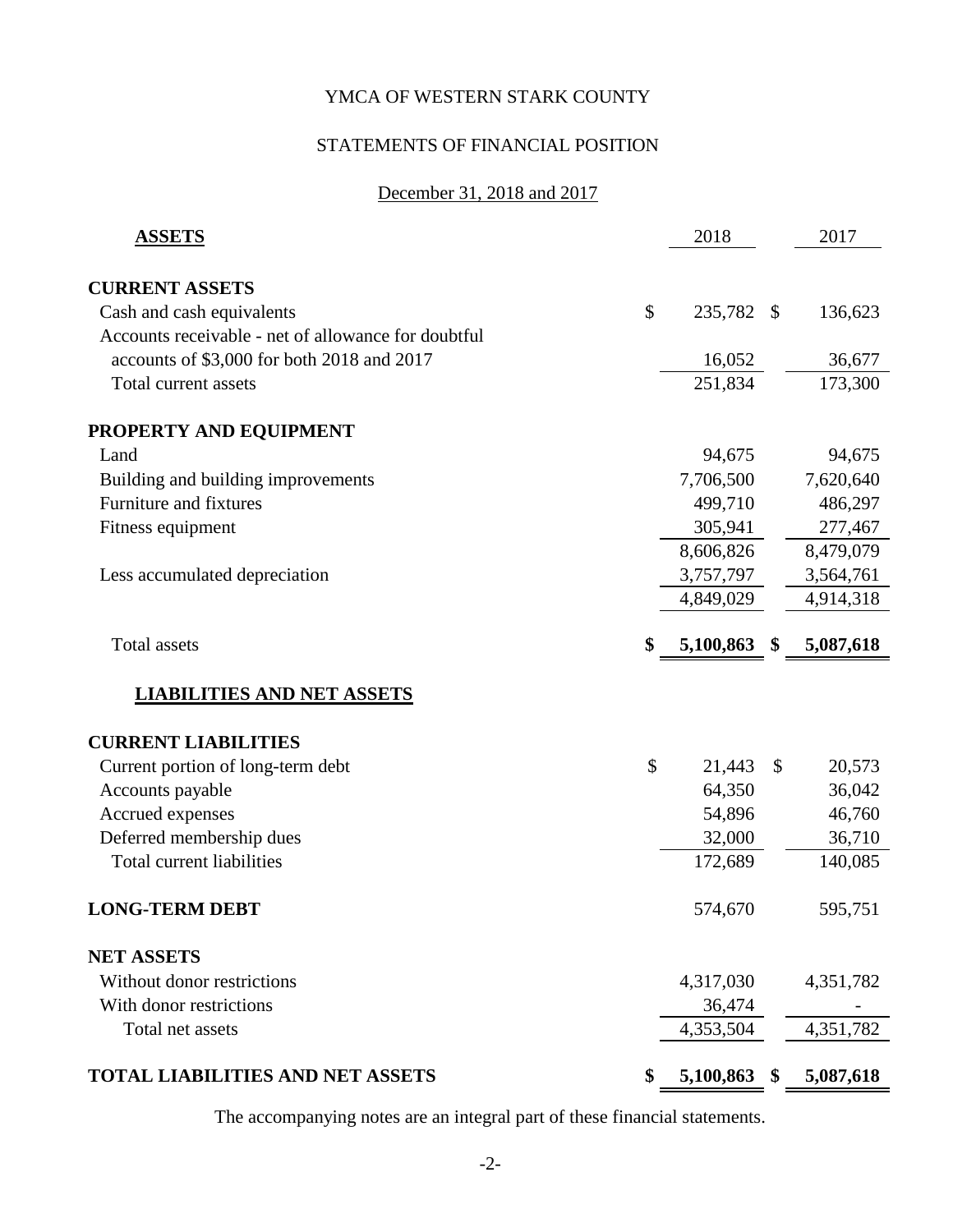# YMCA OF WESTERN STARK COUNTY

## STATEMENTS OF FINANCIAL POSITION

December 31, 2018 and 2017

| **ASSETS** | 2018 | 2017 |
|---|---|---|
| **CURRENT ASSETS** | | |
| Cash and cash equivalents | $ 235,782 | $ 136,623 |
| Accounts receivable - net of allowance for doubtful accounts of $3,000 for both 2018 and 2017 | 16,052 | 36,677 |
| Total current assets | 251,834 | 173,300 |
| **PROPERTY AND EQUIPMENT** | | |
| Land | 94,675 | 94,675 |
| Building and building improvements | 7,706,500 | 7,620,640 |
| Furniture and fixtures | 499,710 | 486,297 |
| Fitness equipment | 305,941 | 277,467 |
| | 8,606,826 | 8,479,079 |
| Less accumulated depreciation | 3,757,797 | 3,564,761 |
| | 4,849,029 | 4,914,318 |
| Total assets | **$ 5,100,863** | **$ 5,087,618** |
| **LIABILITIES AND NET ASSETS** | | |
| **CURRENT LIABILITIES** | | |
| Current portion of long-term debt | $ 21,443 | $ 20,573 |
| Accounts payable | 64,350 | 36,042 |
| Accrued expenses | 54,896 | 46,760 |
| Deferred membership dues | 32,000 | 36,710 |
| Total current liabilities | 172,689 | 140,085 |
| **LONG-TERM DEBT** | 574,670 | 595,751 |
| **NET ASSETS** | | |
| Without donor restrictions | 4,317,030 | 4,351,782 |
| With donor restrictions | 36,474 | - |
| Total net assets | 4,353,504 | 4,351,782 |
| **TOTAL LIABILITIES AND NET ASSETS** | **$ 5,100,863** | **$ 5,087,618** |

The accompanying notes are an integral part of these financial statements.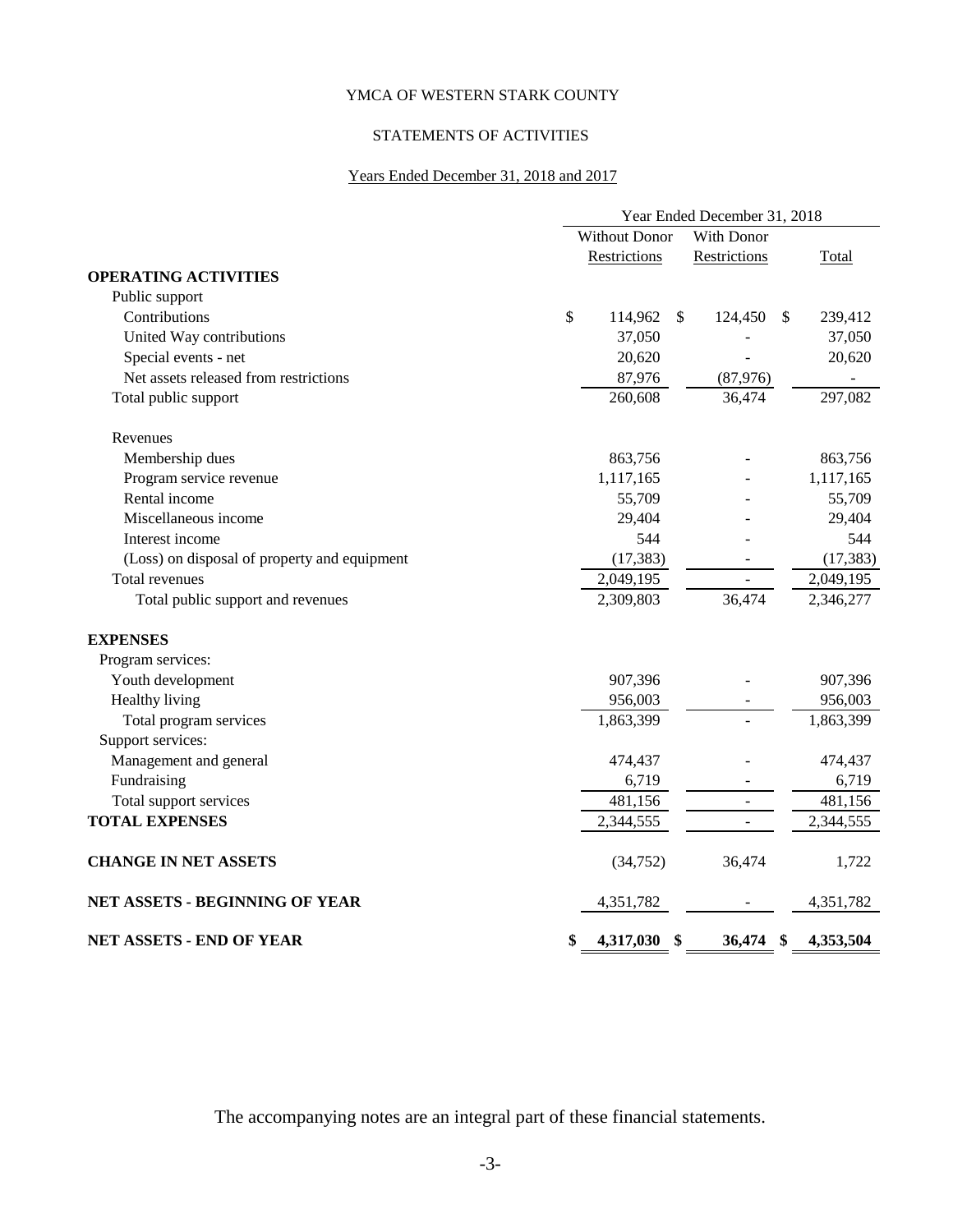# YMCA OF WESTERN STARK COUNTY

## STATEMENTS OF ACTIVITIES

### Years Ended December 31, 2018 and 2017

| | Year Ended December 31, 2018 | | |
|---|---|---|---|
| | Without Donor Restrictions | With Donor Restrictions | Total |
| **OPERATING ACTIVITIES** | | | |
| Public support | | | |
| Contributions | $ 114,962 | $ 124,450 | $ 239,412 |
| United Way contributions | 37,050 | - | 37,050 |
| Special events - net | 20,620 | - | 20,620 |
| Net assets released from restrictions | 87,976 | (87,976) | - |
| Total public support | 260,608 | 36,474 | 297,082 |
| Revenues | | | |
| Membership dues | 863,756 | - | 863,756 |
| Program service revenue | 1,117,165 | - | 1,117,165 |
| Rental income | 55,709 | - | 55,709 |
| Miscellaneous income | 29,404 | - | 29,404 |
| Interest income | 544 | - | 544 |
| (Loss) on disposal of property and equipment | (17,383) | - | (17,383) |
| Total revenues | 2,049,195 | - | 2,049,195 |
| Total public support and revenues | 2,309,803 | 36,474 | 2,346,277 |
| **EXPENSES** | | | |
| Program services: | | | |
| Youth development | 907,396 | - | 907,396 |
| Healthy living | 956,003 | - | 956,003 |
| Total program services | 1,863,399 | - | 1,863,399 |
| Support services: | | | |
| Management and general | 474,437 | - | 474,437 |
| Fundraising | 6,719 | - | 6,719 |
| Total support services | 481,156 | - | 481,156 |
| **TOTAL EXPENSES** | 2,344,555 | - | 2,344,555 |
| **CHANGE IN NET ASSETS** | (34,752) | 36,474 | 1,722 |
| **NET ASSETS - BEGINNING OF YEAR** | 4,351,782 | - | 4,351,782 |
| **NET ASSETS - END OF YEAR** | **$ 4,317,030** | **$ 36,474** | **$ 4,353,504** |

The accompanying notes are an integral part of these financial statements.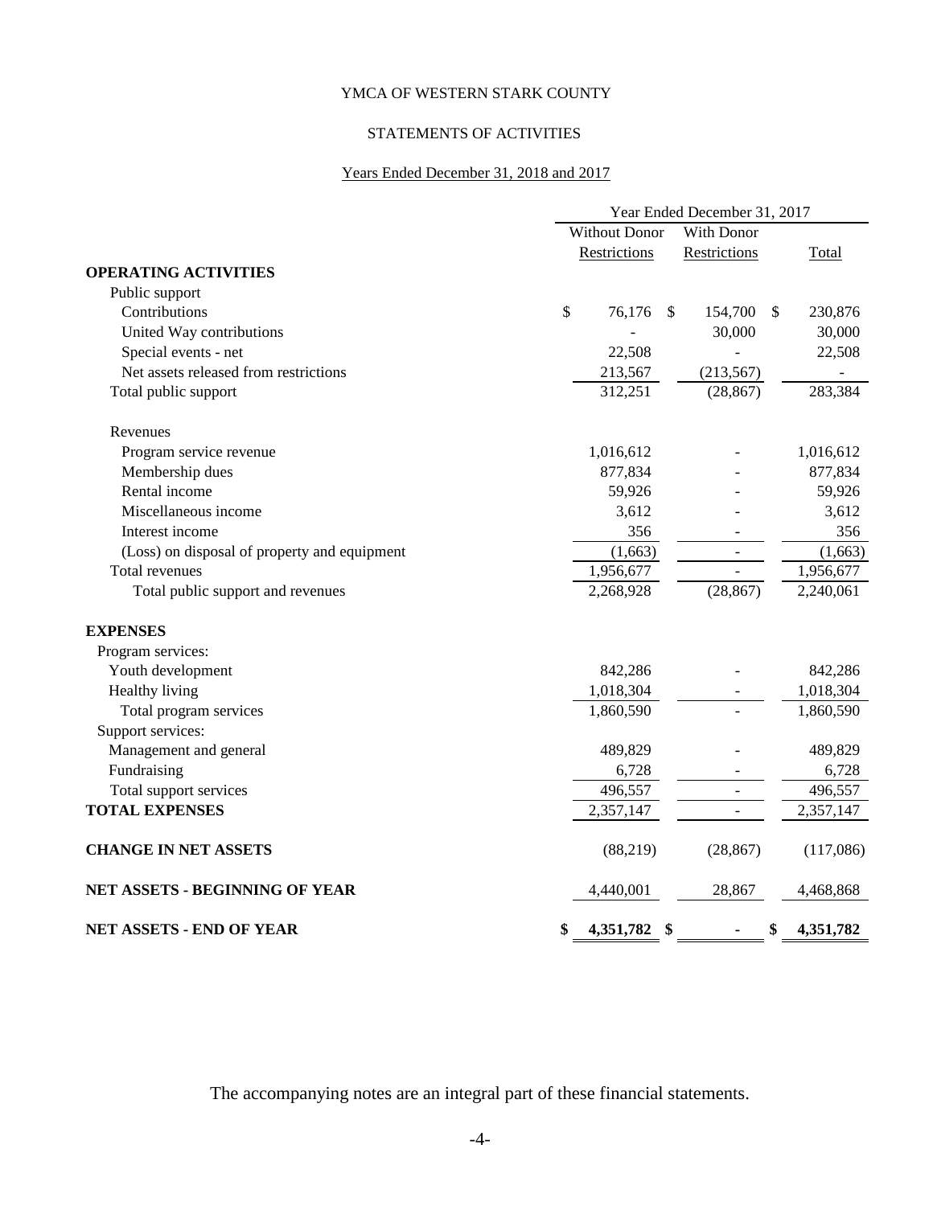YMCA OF WESTERN STARK COUNTY

STATEMENTS OF ACTIVITIES

Years Ended December 31, 2018 and 2017

| | Year Ended December 31, 2017 | | |
|---|---|---|---|
| | Without Donor Restrictions | With Donor Restrictions | Total |
| **OPERATING ACTIVITIES** | | | |
| Public support | | | |
| Contributions | $ 76,176 | $ 154,700 | $ 230,876 |
| United Way contributions | - | 30,000 | 30,000 |
| Special events - net | 22,508 | - | 22,508 |
| Net assets released from restrictions | 213,567 | (213,567) | - |
| Total public support | 312,251 | (28,867) | 283,384 |
| Revenues | | | |
| Program service revenue | 1,016,612 | - | 1,016,612 |
| Membership dues | 877,834 | - | 877,834 |
| Rental income | 59,926 | - | 59,926 |
| Miscellaneous income | 3,612 | - | 3,612 |
| Interest income | 356 | - | 356 |
| (Loss) on disposal of property and equipment | (1,663) | - | (1,663) |
| Total revenues | 1,956,677 | - | 1,956,677 |
| Total public support and revenues | 2,268,928 | (28,867) | 2,240,061 |
| **EXPENSES** | | | |
| Program services: | | | |
| Youth development | 842,286 | - | 842,286 |
| Healthy living | 1,018,304 | - | 1,018,304 |
| Total program services | 1,860,590 | - | 1,860,590 |
| Support services: | | | |
| Management and general | 489,829 | - | 489,829 |
| Fundraising | 6,728 | - | 6,728 |
| Total support services | 496,557 | - | 496,557 |
| **TOTAL EXPENSES** | 2,357,147 | - | 2,357,147 |
| **CHANGE IN NET ASSETS** | (88,219) | (28,867) | (117,086) |
| **NET ASSETS - BEGINNING OF YEAR** | 4,440,001 | 28,867 | 4,468,868 |
| **NET ASSETS - END OF YEAR** | **$ 4,351,782** | **$ -** | **$ 4,351,782** |

The accompanying notes are an integral part of these financial statements.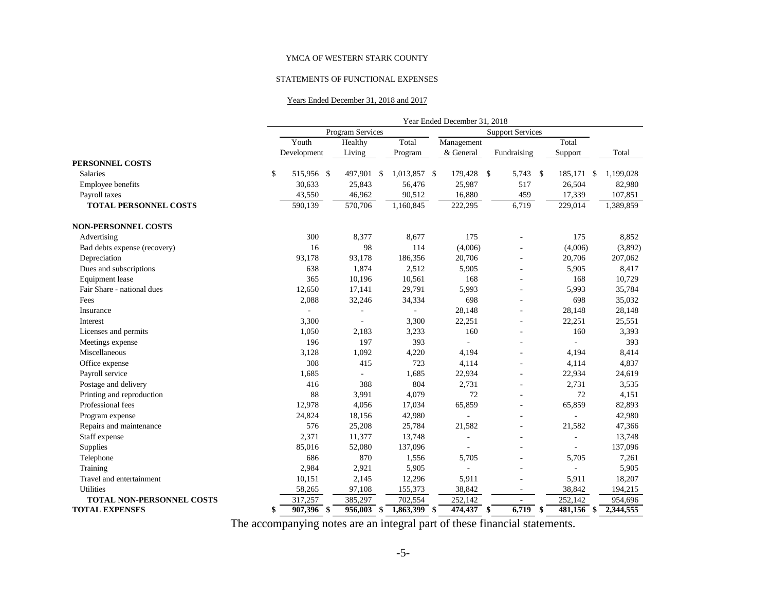YMCA OF WESTERN STARK COUNTY

STATEMENTS OF FUNCTIONAL EXPENSES

Years Ended December 31, 2018 and 2017

| | Year Ended December 31, 2018 | | | | | | |
|---|---|---|---|---|---|---|---|
| | Program Services | | | Support Services | | | |
| | Youth Development | Healthy Living | Total Program | Management & General | Fundraising | Total Support | Total |
| **PERSONNEL COSTS** | | | | | | | |
| Salaries | $ 515,956 | $ 497,901 | $ 1,013,857 | $ 179,428 | $ 5,743 | $ 185,171 | $ 1,199,028 |
| Employee benefits | 30,633 | 25,843 | 56,476 | 25,987 | 517 | 26,504 | 82,980 |
| Payroll taxes | 43,550 | 46,962 | 90,512 | 16,880 | 459 | 17,339 | 107,851 |
| **TOTAL PERSONNEL COSTS** | 590,139 | 570,706 | 1,160,845 | 222,295 | 6,719 | 229,014 | 1,389,859 |
| **NON-PERSONNEL COSTS** | | | | | | | |
| Advertising | 300 | 8,377 | 8,677 | 175 | - | 175 | 8,852 |
| Bad debts expense (recovery) | 16 | 98 | 114 | (4,006) | - | (4,006) | (3,892) |
| Depreciation | 93,178 | 93,178 | 186,356 | 20,706 | - | 20,706 | 207,062 |
| Dues and subscriptions | 638 | 1,874 | 2,512 | 5,905 | - | 5,905 | 8,417 |
| Equipment lease | 365 | 10,196 | 10,561 | 168 | - | 168 | 10,729 |
| Fair Share - national dues | 12,650 | 17,141 | 29,791 | 5,993 | - | 5,993 | 35,784 |
| Fees | 2,088 | 32,246 | 34,334 | 698 | - | 698 | 35,032 |
| Insurance | - | - | - | 28,148 | - | 28,148 | 28,148 |
| Interest | 3,300 | - | 3,300 | 22,251 | - | 22,251 | 25,551 |
| Licenses and permits | 1,050 | 2,183 | 3,233 | 160 | - | 160 | 3,393 |
| Meetings expense | 196 | 197 | 393 | - | - | - | 393 |
| Miscellaneous | 3,128 | 1,092 | 4,220 | 4,194 | - | 4,194 | 8,414 |
| Office expense | 308 | 415 | 723 | 4,114 | - | 4,114 | 4,837 |
| Payroll service | 1,685 | - | 1,685 | 22,934 | - | 22,934 | 24,619 |
| Postage and delivery | 416 | 388 | 804 | 2,731 | - | 2,731 | 3,535 |
| Printing and reproduction | 88 | 3,991 | 4,079 | 72 | - | 72 | 4,151 |
| Professional fees | 12,978 | 4,056 | 17,034 | 65,859 | - | 65,859 | 82,893 |
| Program expense | 24,824 | 18,156 | 42,980 | - | - | - | 42,980 |
| Repairs and maintenance | 576 | 25,208 | 25,784 | 21,582 | - | 21,582 | 47,366 |
| Staff expense | 2,371 | 11,377 | 13,748 | - | - | - | 13,748 |
| Supplies | 85,016 | 52,080 | 137,096 | - | - | - | 137,096 |
| Telephone | 686 | 870 | 1,556 | 5,705 | - | 5,705 | 7,261 |
| Training | 2,984 | 2,921 | 5,905 | - | - | - | 5,905 |
| Travel and entertainment | 10,151 | 2,145 | 12,296 | 5,911 | - | 5,911 | 18,207 |
| Utilities | 58,265 | 97,108 | 155,373 | 38,842 | - | 38,842 | 194,215 |
| **TOTAL NON-PERSONNEL COSTS** | 317,257 | 385,297 | 702,554 | 252,142 | - | 252,142 | 954,696 |
| **TOTAL EXPENSES** | **$ 907,396** | **$ 956,003** | **$ 1,863,399** | **$ 474,437** | **$ 6,719** | **$ 481,156** | **$ 2,344,555** |

The accompanying notes are an integral part of these financial statements.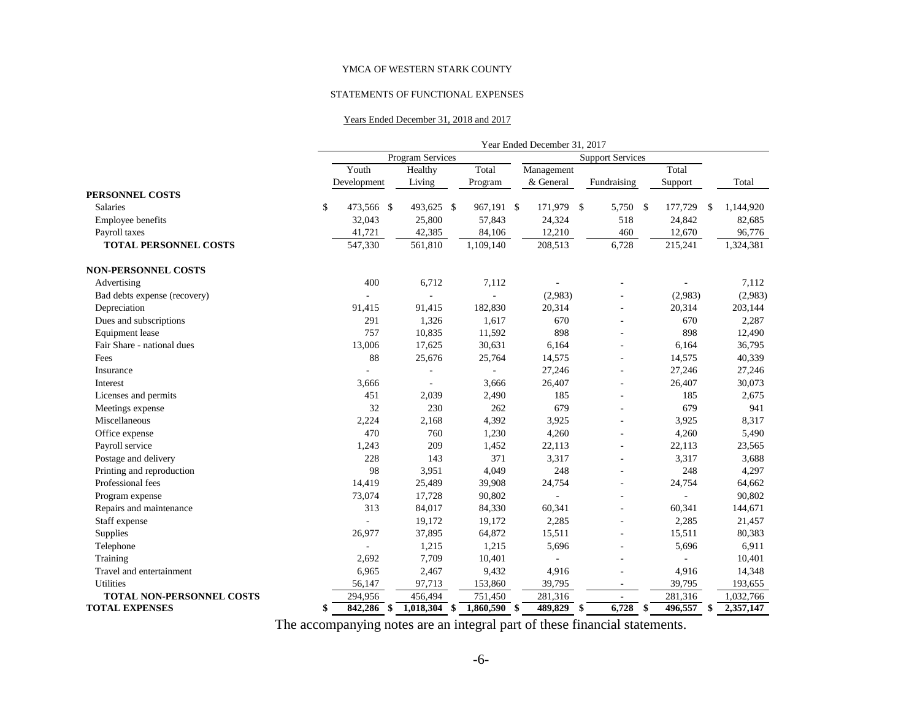YMCA OF WESTERN STARK COUNTY

STATEMENTS OF FUNCTIONAL EXPENSES

Years Ended December 31, 2018 and 2017

| | Year Ended December 31, 2017 | | | | | | |
|---|---|---|---|---|---|---|---|
| | Program Services | | | Support Services | | | |
| | Youth Development | Healthy Living | Total Program | Management & General | Fundraising | Total Support | Total |
| **PERSONNEL COSTS** | | | | | | | |
| Salaries | $ 473,566 | $ 493,625 | $ 967,191 | $ 171,979 | $ 5,750 | $ 177,729 | $ 1,144,920 |
| Employee benefits | 32,043 | 25,800 | 57,843 | 24,324 | 518 | 24,842 | 82,685 |
| Payroll taxes | 41,721 | 42,385 | 84,106 | 12,210 | 460 | 12,670 | 96,776 |
| **TOTAL PERSONNEL COSTS** | 547,330 | 561,810 | 1,109,140 | 208,513 | 6,728 | 215,241 | 1,324,381 |
| **NON-PERSONNEL COSTS** | | | | | | | |
| Advertising | 400 | 6,712 | 7,112 | - | - | - | 7,112 |
| Bad debts expense (recovery) | - | - | - | (2,983) | - | (2,983) | (2,983) |
| Depreciation | 91,415 | 91,415 | 182,830 | 20,314 | - | 20,314 | 203,144 |
| Dues and subscriptions | 291 | 1,326 | 1,617 | 670 | - | 670 | 2,287 |
| Equipment lease | 757 | 10,835 | 11,592 | 898 | - | 898 | 12,490 |
| Fair Share - national dues | 13,006 | 17,625 | 30,631 | 6,164 | - | 6,164 | 36,795 |
| Fees | 88 | 25,676 | 25,764 | 14,575 | - | 14,575 | 40,339 |
| Insurance | - | - | - | 27,246 | - | 27,246 | 27,246 |
| Interest | 3,666 | - | 3,666 | 26,407 | - | 26,407 | 30,073 |
| Licenses and permits | 451 | 2,039 | 2,490 | 185 | - | 185 | 2,675 |
| Meetings expense | 32 | 230 | 262 | 679 | - | 679 | 941 |
| Miscellaneous | 2,224 | 2,168 | 4,392 | 3,925 | - | 3,925 | 8,317 |
| Office expense | 470 | 760 | 1,230 | 4,260 | - | 4,260 | 5,490 |
| Payroll service | 1,243 | 209 | 1,452 | 22,113 | - | 22,113 | 23,565 |
| Postage and delivery | 228 | 143 | 371 | 3,317 | - | 3,317 | 3,688 |
| Printing and reproduction | 98 | 3,951 | 4,049 | 248 | - | 248 | 4,297 |
| Professional fees | 14,419 | 25,489 | 39,908 | 24,754 | - | 24,754 | 64,662 |
| Program expense | 73,074 | 17,728 | 90,802 | - | - | - | 90,802 |
| Repairs and maintenance | 313 | 84,017 | 84,330 | 60,341 | - | 60,341 | 144,671 |
| Staff expense | - | 19,172 | 19,172 | 2,285 | - | 2,285 | 21,457 |
| Supplies | 26,977 | 37,895 | 64,872 | 15,511 | - | 15,511 | 80,383 |
| Telephone | - | 1,215 | 1,215 | 5,696 | - | 5,696 | 6,911 |
| Training | 2,692 | 7,709 | 10,401 | - | - | - | 10,401 |
| Travel and entertainment | 6,965 | 2,467 | 9,432 | 4,916 | - | 4,916 | 14,348 |
| Utilities | 56,147 | 97,713 | 153,860 | 39,795 | - | 39,795 | 193,655 |
| **TOTAL NON-PERSONNEL COSTS** | 294,956 | 456,494 | 751,450 | 281,316 | - | 281,316 | 1,032,766 |
| **TOTAL EXPENSES** | **$ 842,286** | **$ 1,018,304** | **$ 1,860,590** | **$ 489,829** | **$ 6,728** | **$ 496,557** | **$ 2,357,147** |

The accompanying notes are an integral part of these financial statements.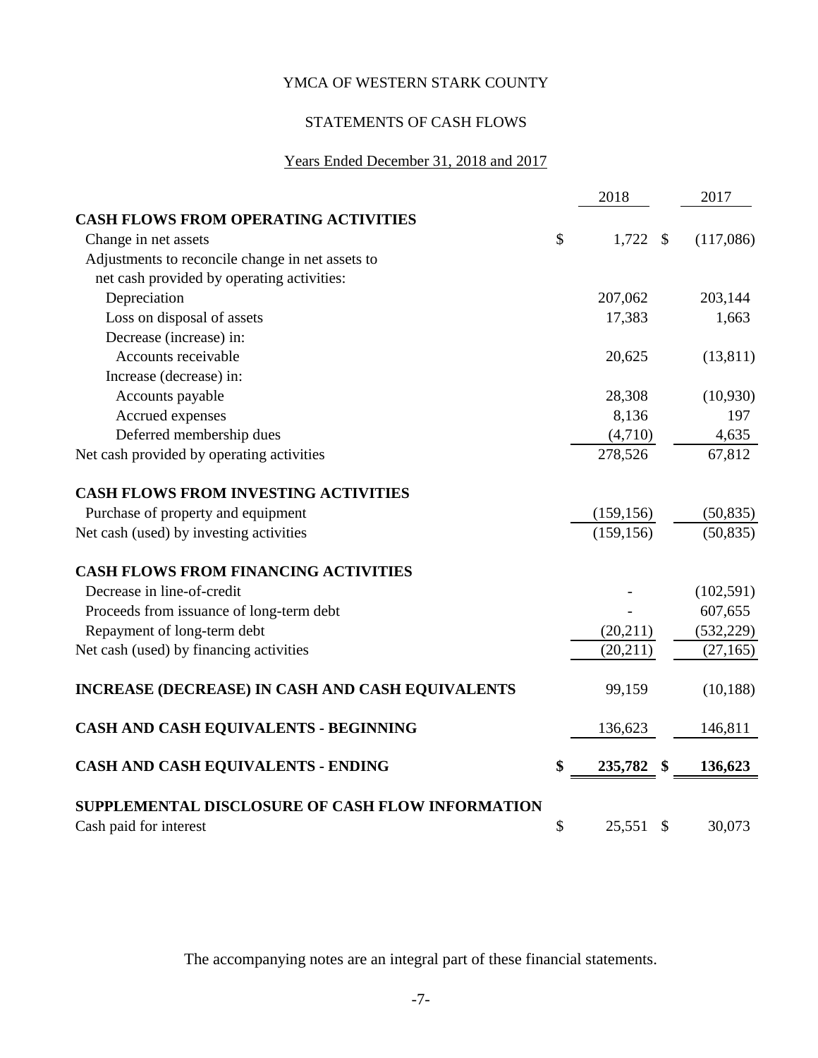# YMCA OF WESTERN STARK COUNTY

## STATEMENTS OF CASH FLOWS

Years Ended December 31, 2018 and 2017

| | 2018 | 2017 |
|---|---|---|
| **CASH FLOWS FROM OPERATING ACTIVITIES** | | |
| Change in net assets | $ 1,722 | $ (117,086) |
| Adjustments to reconcile change in net assets to net cash provided by operating activities: | | |
| Depreciation | 207,062 | 203,144 |
| Loss on disposal of assets | 17,383 | 1,663 |
| Decrease (increase) in: | | |
| Accounts receivable | 20,625 | (13,811) |
| Increase (decrease) in: | | |
| Accounts payable | 28,308 | (10,930) |
| Accrued expenses | 8,136 | 197 |
| Deferred membership dues | (4,710) | 4,635 |
| Net cash provided by operating activities | 278,526 | 67,812 |
| **CASH FLOWS FROM INVESTING ACTIVITIES** | | |
| Purchase of property and equipment | (159,156) | (50,835) |
| Net cash (used) by investing activities | (159,156) | (50,835) |
| **CASH FLOWS FROM FINANCING ACTIVITIES** | | |
| Decrease in line-of-credit | - | (102,591) |
| Proceeds from issuance of long-term debt | - | 607,655 |
| Repayment of long-term debt | (20,211) | (532,229) |
| Net cash (used) by financing activities | (20,211) | (27,165) |
| **INCREASE (DECREASE) IN CASH AND CASH EQUIVALENTS** | 99,159 | (10,188) |
| **CASH AND CASH EQUIVALENTS - BEGINNING** | 136,623 | 146,811 |
| **CASH AND CASH EQUIVALENTS - ENDING** | **$ 235,782** | **$ 136,623** |
| **SUPPLEMENTAL DISCLOSURE OF CASH FLOW INFORMATION** | | |
| Cash paid for interest | $ 25,551 | $ 30,073 |

The accompanying notes are an integral part of these financial statements.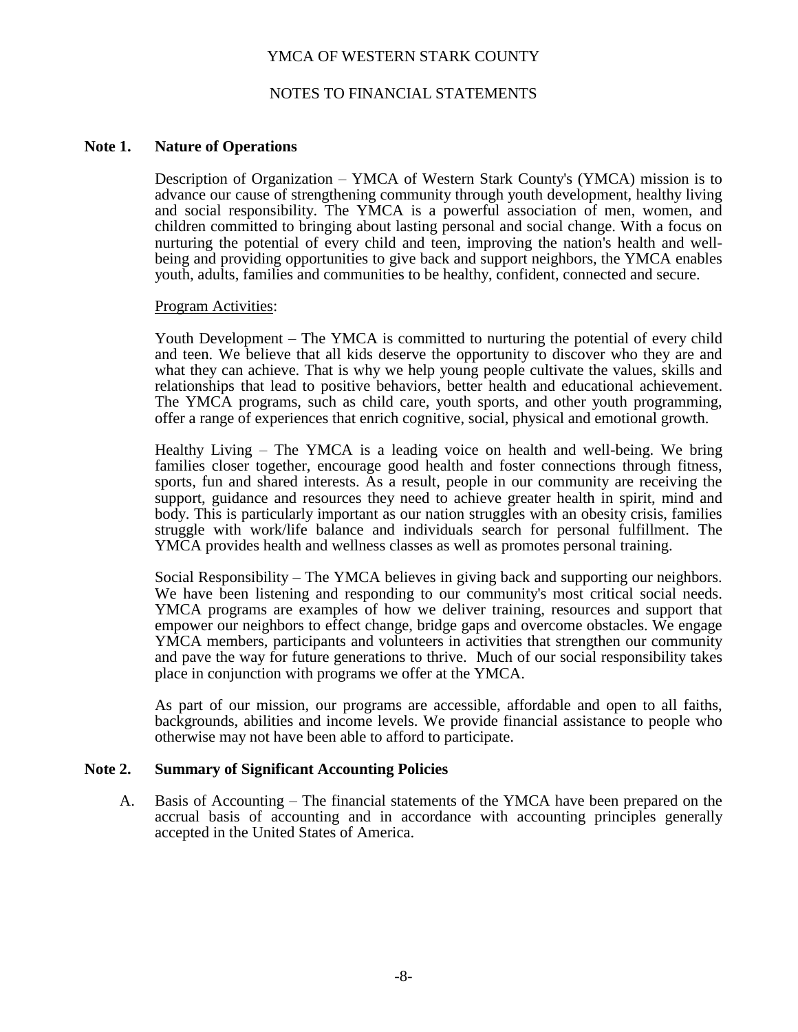YMCA OF WESTERN STARK COUNTY

NOTES TO FINANCIAL STATEMENTS

**Note 1. Nature of Operations**

Description of Organization – YMCA of Western Stark County's (YMCA) mission is to advance our cause of strengthening community through youth development, healthy living and social responsibility. The YMCA is a powerful association of men, women, and children committed to bringing about lasting personal and social change. With a focus on nurturing the potential of every child and teen, improving the nation's health and well-being and providing opportunities to give back and support neighbors, the YMCA enables youth, adults, families and communities to be healthy, confident, connected and secure.

Program Activities:

Youth Development – The YMCA is committed to nurturing the potential of every child and teen. We believe that all kids deserve the opportunity to discover who they are and what they can achieve. That is why we help young people cultivate the values, skills and relationships that lead to positive behaviors, better health and educational achievement. The YMCA programs, such as child care, youth sports, and other youth programming, offer a range of experiences that enrich cognitive, social, physical and emotional growth.

Healthy Living – The YMCA is a leading voice on health and well-being. We bring families closer together, encourage good health and foster connections through fitness, sports, fun and shared interests. As a result, people in our community are receiving the support, guidance and resources they need to achieve greater health in spirit, mind and body. This is particularly important as our nation struggles with an obesity crisis, families struggle with work/life balance and individuals search for personal fulfillment. The YMCA provides health and wellness classes as well as promotes personal training.

Social Responsibility – The YMCA believes in giving back and supporting our neighbors. We have been listening and responding to our community's most critical social needs. YMCA programs are examples of how we deliver training, resources and support that empower our neighbors to effect change, bridge gaps and overcome obstacles. We engage YMCA members, participants and volunteers in activities that strengthen our community and pave the way for future generations to thrive. Much of our social responsibility takes place in conjunction with programs we offer at the YMCA.

As part of our mission, our programs are accessible, affordable and open to all faiths, backgrounds, abilities and income levels. We provide financial assistance to people who otherwise may not have been able to afford to participate.

**Note 2. Summary of Significant Accounting Policies**

A. Basis of Accounting – The financial statements of the YMCA have been prepared on the accrual basis of accounting and in accordance with accounting principles generally accepted in the United States of America.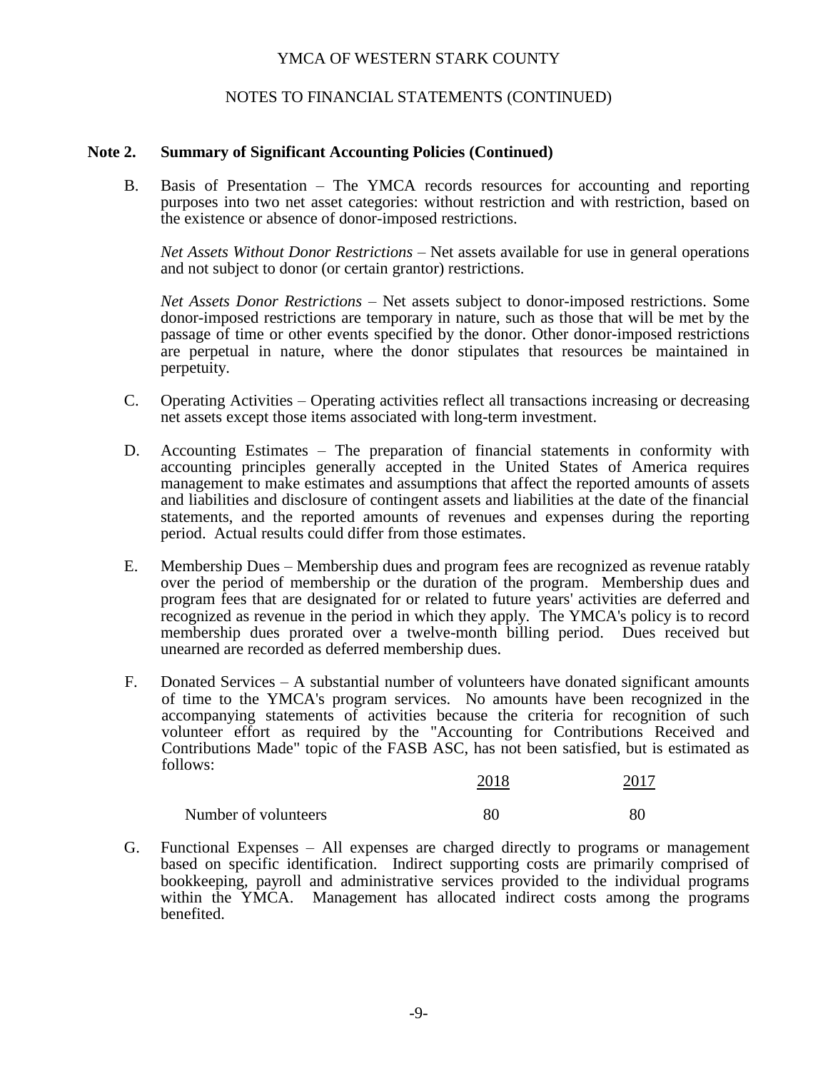YMCA OF WESTERN STARK COUNTY

NOTES TO FINANCIAL STATEMENTS (CONTINUED)

**Note 2. Summary of Significant Accounting Policies (Continued)**

B. Basis of Presentation – The YMCA records resources for accounting and reporting purposes into two net asset categories: without restriction and with restriction, based on the existence or absence of donor-imposed restrictions.

*Net Assets Without Donor Restrictions* – Net assets available for use in general operations and not subject to donor (or certain grantor) restrictions.

*Net Assets Donor Restrictions* – Net assets subject to donor-imposed restrictions. Some donor-imposed restrictions are temporary in nature, such as those that will be met by the passage of time or other events specified by the donor. Other donor-imposed restrictions are perpetual in nature, where the donor stipulates that resources be maintained in perpetuity.

C. Operating Activities – Operating activities reflect all transactions increasing or decreasing net assets except those items associated with long-term investment.

D. Accounting Estimates – The preparation of financial statements in conformity with accounting principles generally accepted in the United States of America requires management to make estimates and assumptions that affect the reported amounts of assets and liabilities and disclosure of contingent assets and liabilities at the date of the financial statements, and the reported amounts of revenues and expenses during the reporting period. Actual results could differ from those estimates.

E. Membership Dues – Membership dues and program fees are recognized as revenue ratably over the period of membership or the duration of the program. Membership dues and program fees that are designated for or related to future years' activities are deferred and recognized as revenue in the period in which they apply. The YMCA's policy is to record membership dues prorated over a twelve-month billing period. Dues received but unearned are recorded as deferred membership dues.

F. Donated Services – A substantial number of volunteers have donated significant amounts of time to the YMCA's program services. No amounts have been recognized in the accompanying statements of activities because the criteria for recognition of such volunteer effort as required by the "Accounting for Contributions Received and Contributions Made" topic of the FASB ASC, has not been satisfied, but is estimated as follows:

| | 2018 | 2017 |
|---|---|---|
| Number of volunteers | 80 | 80 |

G. Functional Expenses – All expenses are charged directly to programs or management based on specific identification. Indirect supporting costs are primarily comprised of bookkeeping, payroll and administrative services provided to the individual programs within the YMCA. Management has allocated indirect costs among the programs benefited.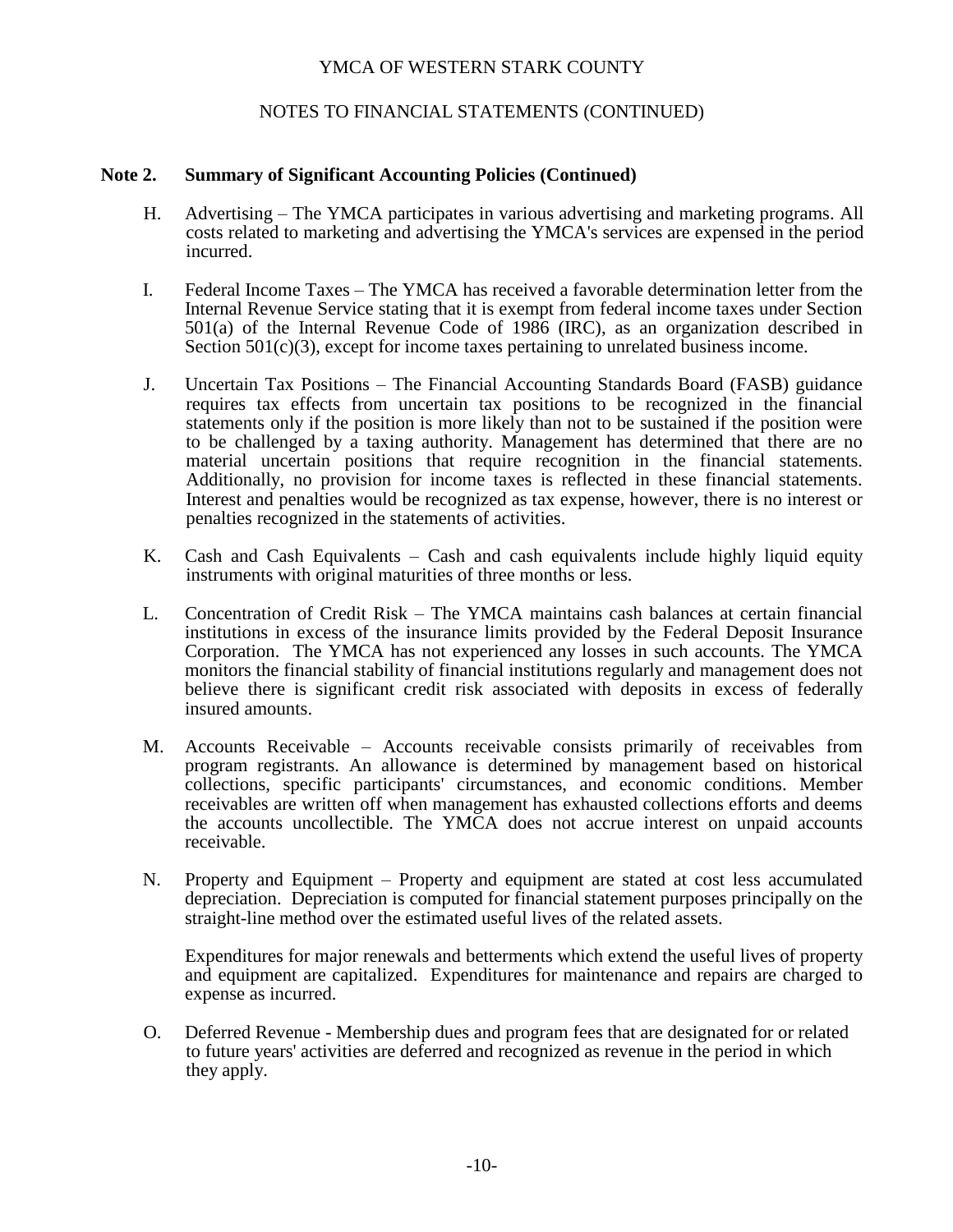YMCA OF WESTERN STARK COUNTY

NOTES TO FINANCIAL STATEMENTS (CONTINUED)

## Note 2. Summary of Significant Accounting Policies (Continued)

H. Advertising – The YMCA participates in various advertising and marketing programs. All costs related to marketing and advertising the YMCA's services are expensed in the period incurred.

I. Federal Income Taxes – The YMCA has received a favorable determination letter from the Internal Revenue Service stating that it is exempt from federal income taxes under Section 501(a) of the Internal Revenue Code of 1986 (IRC), as an organization described in Section 501(c)(3), except for income taxes pertaining to unrelated business income.

J. Uncertain Tax Positions – The Financial Accounting Standards Board (FASB) guidance requires tax effects from uncertain tax positions to be recognized in the financial statements only if the position is more likely than not to be sustained if the position were to be challenged by a taxing authority. Management has determined that there are no material uncertain positions that require recognition in the financial statements. Additionally, no provision for income taxes is reflected in these financial statements. Interest and penalties would be recognized as tax expense, however, there is no interest or penalties recognized in the statements of activities.

K. Cash and Cash Equivalents – Cash and cash equivalents include highly liquid equity instruments with original maturities of three months or less.

L. Concentration of Credit Risk – The YMCA maintains cash balances at certain financial institutions in excess of the insurance limits provided by the Federal Deposit Insurance Corporation. The YMCA has not experienced any losses in such accounts. The YMCA monitors the financial stability of financial institutions regularly and management does not believe there is significant credit risk associated with deposits in excess of federally insured amounts.

M. Accounts Receivable – Accounts receivable consists primarily of receivables from program registrants. An allowance is determined by management based on historical collections, specific participants' circumstances, and economic conditions. Member receivables are written off when management has exhausted collections efforts and deems the accounts uncollectible. The YMCA does not accrue interest on unpaid accounts receivable.

N. Property and Equipment – Property and equipment are stated at cost less accumulated depreciation. Depreciation is computed for financial statement purposes principally on the straight-line method over the estimated useful lives of the related assets.

Expenditures for major renewals and betterments which extend the useful lives of property and equipment are capitalized. Expenditures for maintenance and repairs are charged to expense as incurred.

O. Deferred Revenue - Membership dues and program fees that are designated for or related to future years' activities are deferred and recognized as revenue in the period in which they apply.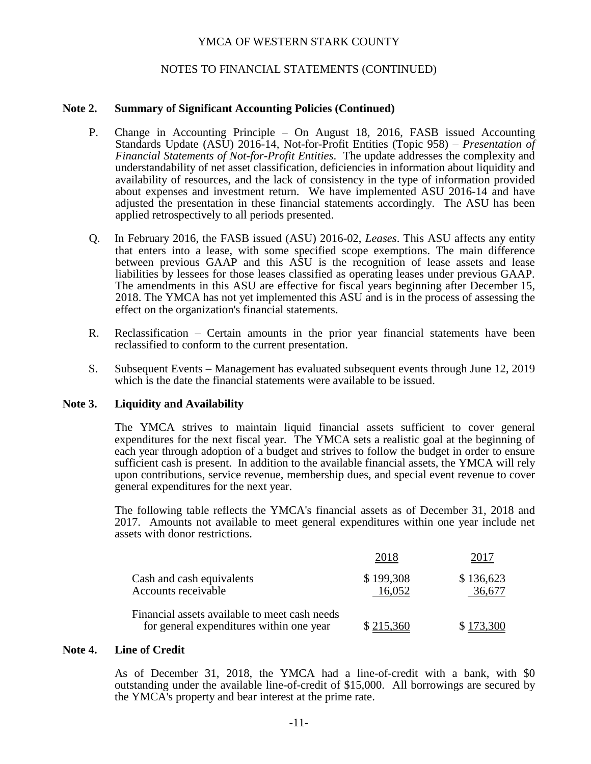# YMCA OF WESTERN STARK COUNTY

## NOTES TO FINANCIAL STATEMENTS (CONTINUED)

### Note 2. Summary of Significant Accounting Policies (Continued)

P. Change in Accounting Principle – On August 18, 2016, FASB issued Accounting Standards Update (ASU) 2016-14, Not-for-Profit Entities (Topic 958) – *Presentation of Financial Statements of Not-for-Profit Entities*. The update addresses the complexity and understandability of net asset classification, deficiencies in information about liquidity and availability of resources, and the lack of consistency in the type of information provided about expenses and investment return. We have implemented ASU 2016-14 and have adjusted the presentation in these financial statements accordingly. The ASU has been applied retrospectively to all periods presented.

Q. In February 2016, the FASB issued (ASU) 2016-02, *Leases*. This ASU affects any entity that enters into a lease, with some specified scope exemptions. The main difference between previous GAAP and this ASU is the recognition of lease assets and lease liabilities by lessees for those leases classified as operating leases under previous GAAP. The amendments in this ASU are effective for fiscal years beginning after December 15, 2018. The YMCA has not yet implemented this ASU and is in the process of assessing the effect on the organization's financial statements.

R. Reclassification – Certain amounts in the prior year financial statements have been reclassified to conform to the current presentation.

S. Subsequent Events – Management has evaluated subsequent events through June 12, 2019 which is the date the financial statements were available to be issued.

### Note 3. Liquidity and Availability

The YMCA strives to maintain liquid financial assets sufficient to cover general expenditures for the next fiscal year. The YMCA sets a realistic goal at the beginning of each year through adoption of a budget and strives to follow the budget in order to ensure sufficient cash is present. In addition to the available financial assets, the YMCA will rely upon contributions, service revenue, membership dues, and special event revenue to cover general expenditures for the next year.

The following table reflects the YMCA's financial assets as of December 31, 2018 and 2017. Amounts not available to meet general expenditures within one year include net assets with donor restrictions.

| | 2018 | 2017 |
|---|---|---|
| Cash and cash equivalents | $ 199,308 | $ 136,623 |
| Accounts receivable | 16,052 | 36,677 |
| Financial assets available to meet cash needs for general expenditures within one year | $ 215,360 | $ 173,300 |

### Note 4. Line of Credit

As of December 31, 2018, the YMCA had a line-of-credit with a bank, with $0 outstanding under the available line-of-credit of $15,000. All borrowings are secured by the YMCA's property and bear interest at the prime rate.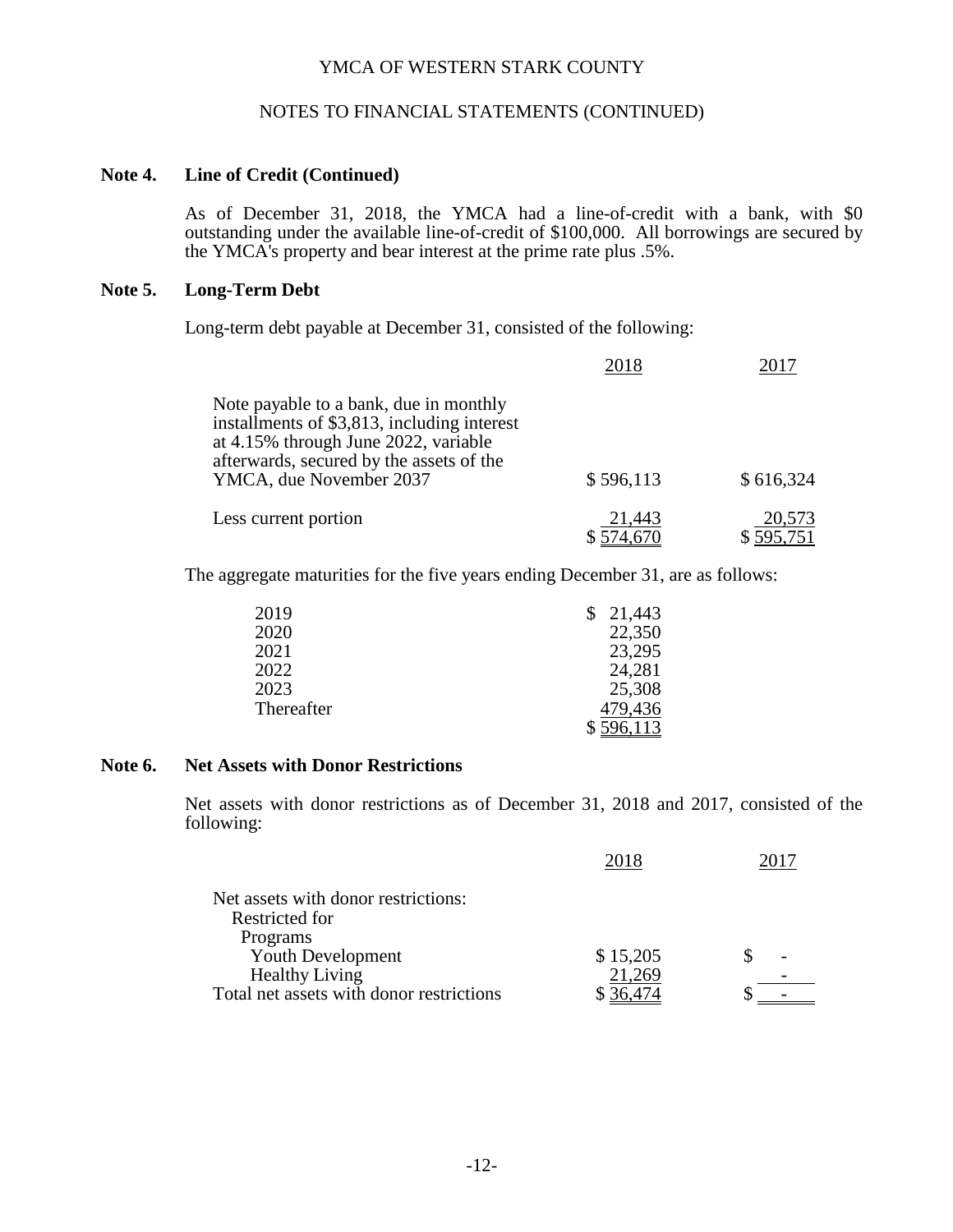YMCA OF WESTERN STARK COUNTY

NOTES TO FINANCIAL STATEMENTS (CONTINUED)

**Note 4. Line of Credit (Continued)**

As of December 31, 2018, the YMCA had a line-of-credit with a bank, with $0 outstanding under the available line-of-credit of $100,000. All borrowings are secured by the YMCA's property and bear interest at the prime rate plus .5%.

**Note 5. Long-Term Debt**

Long-term debt payable at December 31, consisted of the following:

| | 2018 | 2017 |
|---|---|---|
| Note payable to a bank, due in monthly installments of $3,813, including interest at 4.15% through June 2022, variable afterwards, secured by the assets of the YMCA, due November 2037 | $ 596,113 | $ 616,324 |
| Less current portion | 21,443 | 20,573 |
| | $ 574,670 | $ 595,751 |

The aggregate maturities for the five years ending December 31, are as follows:

| | |
|---|---|
| 2019 | $ 21,443 |
| 2020 | 22,350 |
| 2021 | 23,295 |
| 2022 | 24,281 |
| 2023 | 25,308 |
| Thereafter | 479,436 |
| | $ 596,113 |

**Note 6. Net Assets with Donor Restrictions**

Net assets with donor restrictions as of December 31, 2018 and 2017, consisted of the following:

| | 2018 | 2017 |
|---|---|---|
| Net assets with donor restrictions: | | |
| Restricted for | | |
| Programs | | |
| Youth Development | $ 15,205 | $ - |
| Healthy Living | 21,269 | - |
| Total net assets with donor restrictions | $ 36,474 | $ - |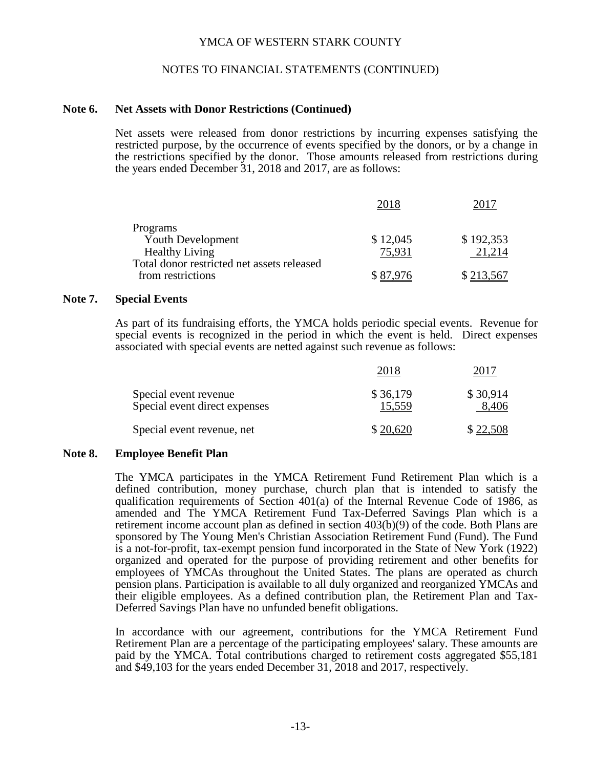YMCA OF WESTERN STARK COUNTY

NOTES TO FINANCIAL STATEMENTS (CONTINUED)

**Note 6. Net Assets with Donor Restrictions (Continued)**

Net assets were released from donor restrictions by incurring expenses satisfying the restricted purpose, by the occurrence of events specified by the donors, or by a change in the restrictions specified by the donor. Those amounts released from restrictions during the years ended December 31, 2018 and 2017, are as follows:

| | 2018 | 2017 |
|---|---|---|
| Programs | | |
| Youth Development | $ 12,045 | $ 192,353 |
| Healthy Living | 75,931 | 21,214 |
| Total donor restricted net assets released from restrictions | $ 87,976 | $ 213,567 |

**Note 7. Special Events**

As part of its fundraising efforts, the YMCA holds periodic special events. Revenue for special events is recognized in the period in which the event is held. Direct expenses associated with special events are netted against such revenue as follows:

| | 2018 | 2017 |
|---|---|---|
| Special event revenue | $ 36,179 | $ 30,914 |
| Special event direct expenses | 15,559 | 8,406 |
| Special event revenue, net | $ 20,620 | $ 22,508 |

**Note 8. Employee Benefit Plan**

The YMCA participates in the YMCA Retirement Fund Retirement Plan which is a defined contribution, money purchase, church plan that is intended to satisfy the qualification requirements of Section 401(a) of the Internal Revenue Code of 1986, as amended and The YMCA Retirement Fund Tax-Deferred Savings Plan which is a retirement income account plan as defined in section 403(b)(9) of the code. Both Plans are sponsored by The Young Men's Christian Association Retirement Fund (Fund). The Fund is a not-for-profit, tax-exempt pension fund incorporated in the State of New York (1922) organized and operated for the purpose of providing retirement and other benefits for employees of YMCAs throughout the United States. The plans are operated as church pension plans. Participation is available to all duly organized and reorganized YMCAs and their eligible employees. As a defined contribution plan, the Retirement Plan and Tax-Deferred Savings Plan have no unfunded benefit obligations.

In accordance with our agreement, contributions for the YMCA Retirement Fund Retirement Plan are a percentage of the participating employees' salary. These amounts are paid by the YMCA. Total contributions charged to retirement costs aggregated $55,181 and $49,103 for the years ended December 31, 2018 and 2017, respectively.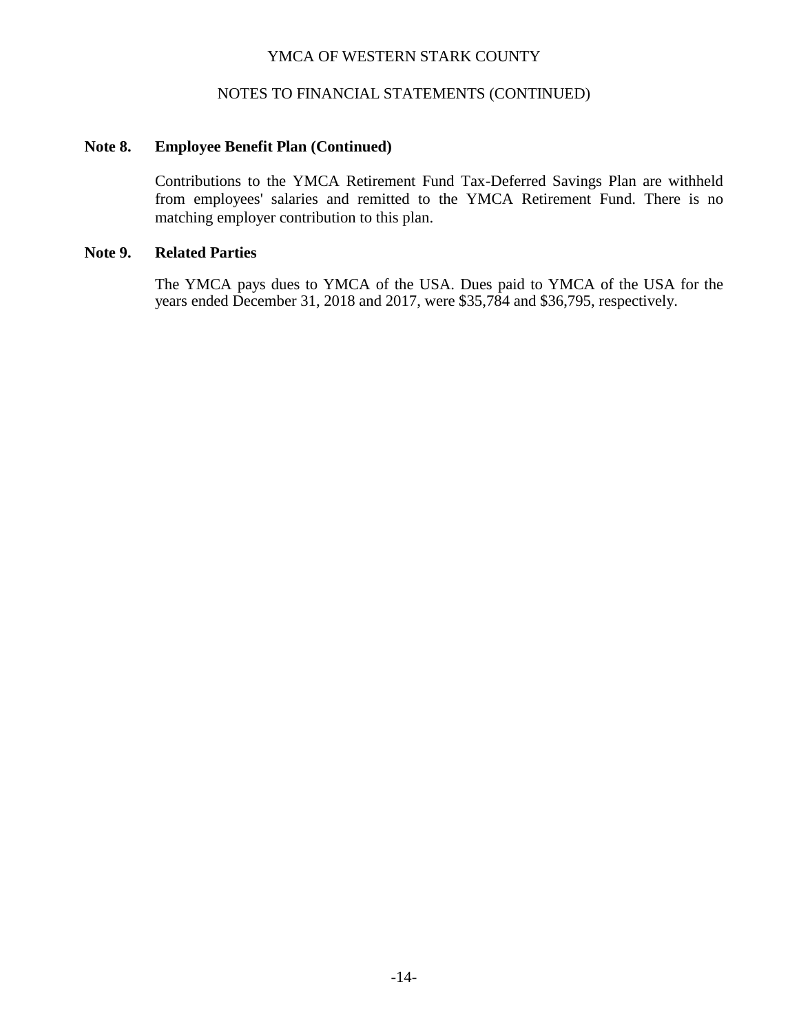## Note 8. Employee Benefit Plan (Continued)

Contributions to the YMCA Retirement Fund Tax-Deferred Savings Plan are withheld from employees' salaries and remitted to the YMCA Retirement Fund. There is no matching employer contribution to this plan.

## Note 9. Related Parties

The YMCA pays dues to YMCA of the USA. Dues paid to YMCA of the USA for the years ended December 31, 2018 and 2017, were $35,784 and $36,795, respectively.